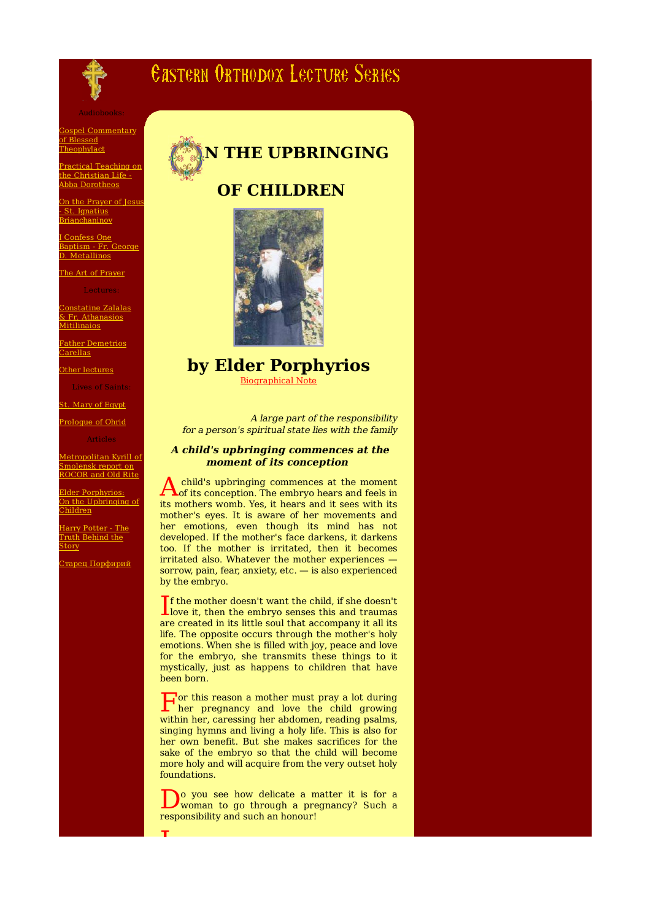# Eastern Orthodox Lecture Series

Audiobooks:

[Gospel Commentary of Blessed Theophylact]

[Practical Teaching on the Christian Life - Abba Dorotheos]

[On the Prayer of Jesus - St. Ignatius Brianchaninov]

[I Confess One Baptism - Fr. George D. Metallinos]

[The Art of Prayer]

Lectures:

[Constatine Zalalas & Fr. Athanasios Mitilinaios]

[Father Demetrios Carellas]

[Other lectures]

Lives of Saints:

[St. Mary of Egypt]

[Prologue of Ohrid]

Articles

[Metropolitan Kyrill of Smolensk report on ROCOR and Old Rite]

[Elder Porphyrios: On the Upbringing of Children]

[Harry Potter - The Truth Behind the Story]

[Старец Порфирий]

# ON THE UPBRINGING OF CHILDREN

## by Elder Porphyrios

Biographical Note

*A large part of the responsibility for a person's spiritual state lies with the family*

### ***A child's upbringing commences at the moment of its conception***

A child's upbringing commences at the moment of its conception. The embryo hears and feels in its mothers womb. Yes, it hears and it sees with its mother's eyes. It is aware of her movements and her emotions, even though its mind has not developed. If the mother's face darkens, it darkens too. If the mother is irritated, then it becomes irritated also. Whatever the mother experiences — sorrow, pain, fear, anxiety, etc. — is also experienced by the embryo.

If the mother doesn't want the child, if she doesn't love it, then the embryo senses this and traumas are created in its little soul that accompany it all its life. The opposite occurs through the mother's holy emotions. When she is filled with joy, peace and love for the embryo, she transmits these things to it mystically, just as happens to children that have been born.

For this reason a mother must pray a lot during her pregnancy and love the child growing within her, caressing her abdomen, reading psalms, singing hymns and living a holy life. This is also for her own benefit. But she makes sacrifices for the sake of the embryo so that the child will become more holy and will acquire from the very outset holy foundations.

Do you see how delicate a matter it is for a woman to go through a pregnancy? Such a responsibility and such an honour!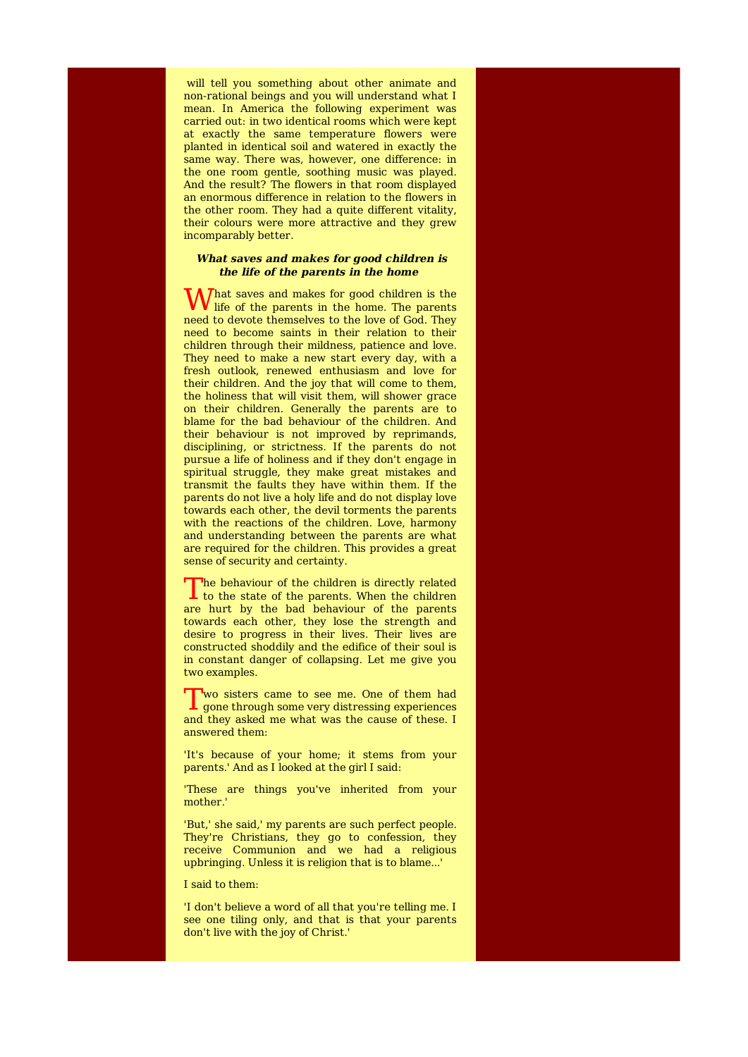will tell you something about other animate and non-rational beings and you will understand what I mean. In America the following experiment was carried out: in two identical rooms which were kept at exactly the same temperature flowers were planted in identical soil and watered in exactly the same way. There was, however, one difference: in the one room gentle, soothing music was played. And the result? The flowers in that room displayed an enormous difference in relation to the flowers in the other room. They had a quite different vitality, their colours were more attractive and they grew incomparably better.

### ***What saves and makes for good children is the life of the parents in the home***

What saves and makes for good children is the life of the parents in the home. The parents need to devote themselves to the love of God. They need to become saints in their relation to their children through their mildness, patience and love. They need to make a new start every day, with a fresh outlook, renewed enthusiasm and love for their children. And the joy that will come to them, the holiness that will visit them, will shower grace on their children. Generally the parents are to blame for the bad behaviour of the children. And their behaviour is not improved by reprimands, disciplining, or strictness. If the parents do not pursue a life of holiness and if they don't engage in spiritual struggle, they make great mistakes and transmit the faults they have within them. If the parents do not live a holy life and do not display love towards each other, the devil torments the parents with the reactions of the children. Love, harmony and understanding between the parents are what are required for the children. This provides a great sense of security and certainty.

The behaviour of the children is directly related to the state of the parents. When the children are hurt by the bad behaviour of the parents towards each other, they lose the strength and desire to progress in their lives. Their lives are constructed shoddily and the edifice of their soul is in constant danger of collapsing. Let me give you two examples.

Two sisters came to see me. One of them had gone through some very distressing experiences and they asked me what was the cause of these. I answered them:

'It's because of your home; it stems from your parents.' And as I looked at the girl I said:

'These are things you've inherited from your mother.'

'But,' she said,' my parents are such perfect people. They're Christians, they go to confession, they receive Communion and we had a religious upbringing. Unless it is religion that is to blame...'

I said to them:

'I don't believe a word of all that you're telling me. I see one tiling only, and that is that your parents don't live with the joy of Christ.'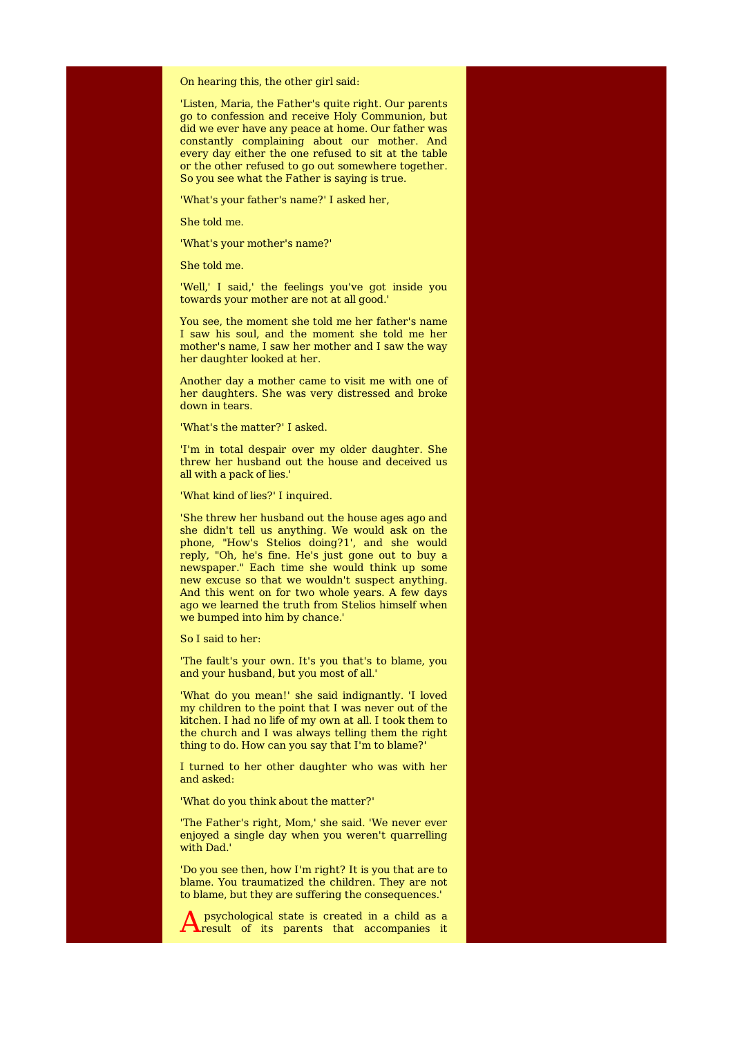On hearing this, the other girl said:

'Listen, Maria, the Father's quite right. Our parents go to confession and receive Holy Communion, but did we ever have any peace at home. Our father was constantly complaining about our mother. And every day either the one refused to sit at the table or the other refused to go out somewhere together. So you see what the Father is saying is true.

'What's your father's name?' I asked her,

She told me.

'What's your mother's name?'

She told me.

'Well,' I said,' the feelings you've got inside you towards your mother are not at all good.'

You see, the moment she told me her father's name I saw his soul, and the moment she told me her mother's name, I saw her mother and I saw the way her daughter looked at her.

Another day a mother came to visit me with one of her daughters. She was very distressed and broke down in tears.

'What's the matter?' I asked.

'I'm in total despair over my older daughter. She threw her husband out the house and deceived us all with a pack of lies.'

'What kind of lies?' I inquired.

'She threw her husband out the house ages ago and she didn't tell us anything. We would ask on the phone, "How's Stelios doing?1', and she would reply, "Oh, he's fine. He's just gone out to buy a newspaper." Each time she would think up some new excuse so that we wouldn't suspect anything. And this went on for two whole years. A few days ago we learned the truth from Stelios himself when we bumped into him by chance.'

So I said to her:

'The fault's your own. It's you that's to blame, you and your husband, but you most of all.'

'What do you mean!' she said indignantly. 'I loved my children to the point that I was never out of the kitchen. I had no life of my own at all. I took them to the church and I was always telling them the right thing to do. How can you say that I'm to blame?'

I turned to her other daughter who was with her and asked:

'What do you think about the matter?'

'The Father's right, Mom,' she said. 'We never ever enjoyed a single day when you weren't quarrelling with Dad.'

'Do you see then, how I'm right? It is you that are to blame. You traumatized the children. They are not to blame, but they are suffering the consequences.'

A psychological state is created in a child as a result of its parents that accompanies it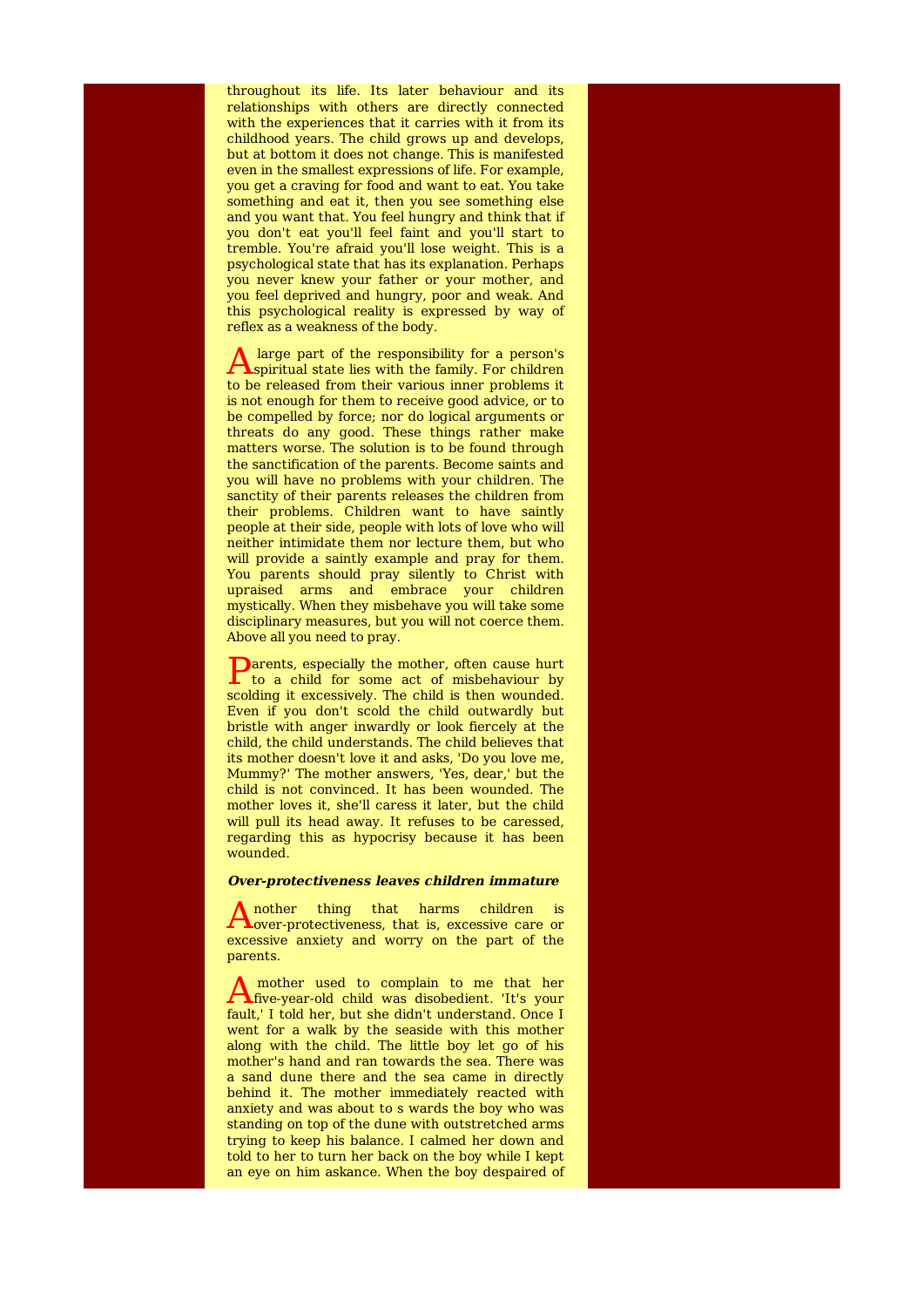throughout its life. Its later behaviour and its relationships with others are directly connected with the experiences that it carries with it from its childhood years. The child grows up and develops, but at bottom it does not change. This is manifested even in the smallest expressions of life. For example, you get a craving for food and want to eat. You take something and eat it, then you see something else and you want that. You feel hungry and think that if you don't eat you'll feel faint and you'll start to tremble. You're afraid you'll lose weight. This is a psychological state that has its explanation. Perhaps you never knew your father or your mother, and you feel deprived and hungry, poor and weak. And this psychological reality is expressed by way of reflex as a weakness of the body.

A large part of the responsibility for a person's spiritual state lies with the family. For children to be released from their various inner problems it is not enough for them to receive good advice, or to be compelled by force; nor do logical arguments or threats do any good. These things rather make matters worse. The solution is to be found through the sanctification of the parents. Become saints and you will have no problems with your children. The sanctity of their parents releases the children from their problems. Children want to have saintly people at their side, people with lots of love who will neither intimidate them nor lecture them, but who will provide a saintly example and pray for them. You parents should pray silently to Christ with upraised arms and embrace your children mystically. When they misbehave you will take some disciplinary measures, but you will not coerce them. Above all you need to pray.

Parents, especially the mother, often cause hurt to a child for some act of misbehaviour by scolding it excessively. The child is then wounded. Even if you don't scold the child outwardly but bristle with anger inwardly or look fiercely at the child, the child understands. The child believes that its mother doesn't love it and asks, 'Do you love me, Mummy?' The mother answers, 'Yes, dear,' but the child is not convinced. It has been wounded. The mother loves it, she'll caress it later, but the child will pull its head away. It refuses to be caressed, regarding this as hypocrisy because it has been wounded.

***Over-protectiveness leaves children immature***

Another thing that harms children is over-protectiveness, that is, excessive care or excessive anxiety and worry on the part of the parents.

A mother used to complain to me that her five-year-old child was disobedient. 'It's your fault,' I told her, but she didn't understand. Once I went for a walk by the seaside with this mother along with the child. The little boy let go of his mother's hand and ran towards the sea. There was a sand dune there and the sea came in directly behind it. The mother immediately reacted with anxiety and was about to s wards the boy who was standing on top of the dune with outstretched arms trying to keep his balance. I calmed her down and told to her to turn her back on the boy while I kept an eye on him askance. When the boy despaired of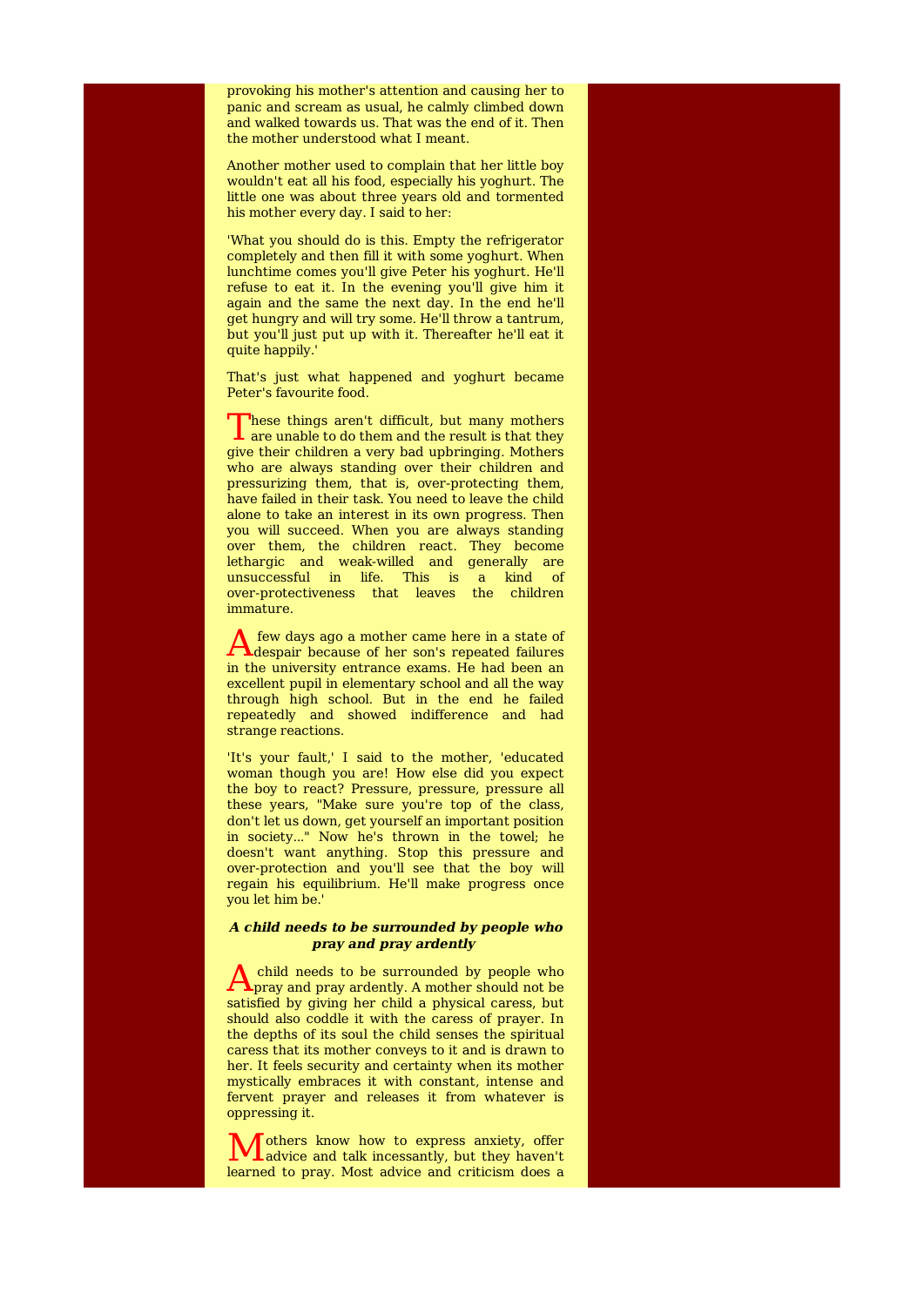provoking his mother's attention and causing her to panic and scream as usual, he calmly climbed down and walked towards us. That was the end of it. Then the mother understood what I meant.

Another mother used to complain that her little boy wouldn't eat all his food, especially his yoghurt. The little one was about three years old and tormented his mother every day. I said to her:

'What you should do is this. Empty the refrigerator completely and then fill it with some yoghurt. When lunchtime comes you'll give Peter his yoghurt. He'll refuse to eat it. In the evening you'll give him it again and the same the next day. In the end he'll get hungry and will try some. He'll throw a tantrum, but you'll just put up with it. Thereafter he'll eat it quite happily.'

That's just what happened and yoghurt became Peter's favourite food.

These things aren't difficult, but many mothers are unable to do them and the result is that they give their children a very bad upbringing. Mothers who are always standing over their children and pressurizing them, that is, over-protecting them, have failed in their task. You need to leave the child alone to take an interest in its own progress. Then you will succeed. When you are always standing over them, the children react. They become lethargic and weak-willed and generally are unsuccessful in life. This is a kind of over-protectiveness that leaves the children immature.

A few days ago a mother came here in a state of despair because of her son's repeated failures in the university entrance exams. He had been an excellent pupil in elementary school and all the way through high school. But in the end he failed repeatedly and showed indifference and had strange reactions.

'It's your fault,' I said to the mother, 'educated woman though you are! How else did you expect the boy to react? Pressure, pressure, pressure all these years, "Make sure you're top of the class, don't let us down, get yourself an important position in society..." Now he's thrown in the towel; he doesn't want anything. Stop this pressure and over-protection and you'll see that the boy will regain his equilibrium. He'll make progress once you let him be.'

### ***A child needs to be surrounded by people who pray and pray ardently***

A child needs to be surrounded by people who pray and pray ardently. A mother should not be satisfied by giving her child a physical caress, but should also coddle it with the caress of prayer. In the depths of its soul the child senses the spiritual caress that its mother conveys to it and is drawn to her. It feels security and certainty when its mother mystically embraces it with constant, intense and fervent prayer and releases it from whatever is oppressing it.

Mothers know how to express anxiety, offer advice and talk incessantly, but they haven't learned to pray. Most advice and criticism does a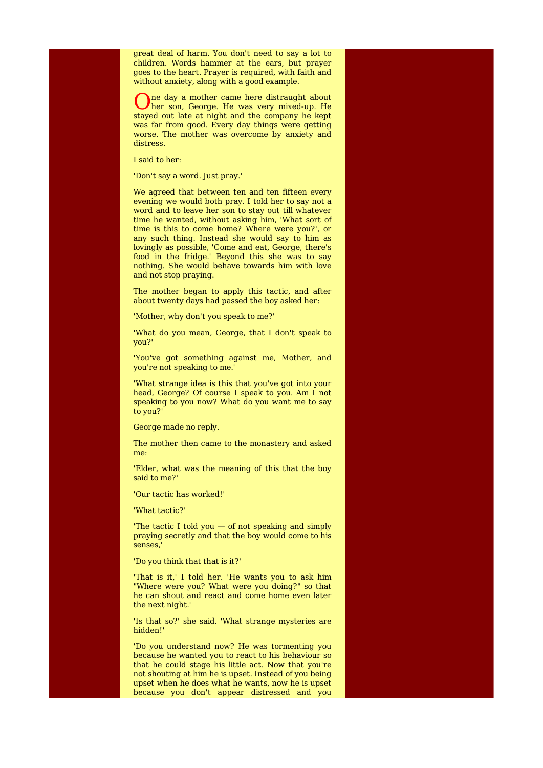great deal of harm. You don't need to say a lot to children. Words hammer at the ears, but prayer goes to the heart. Prayer is required, with faith and without anxiety, along with a good example.

One day a mother came here distraught about her son, George. He was very mixed-up. He stayed out late at night and the company he kept was far from good. Every day things were getting worse. The mother was overcome by anxiety and distress.

I said to her:

'Don't say a word. Just pray.'

We agreed that between ten and ten fifteen every evening we would both pray. I told her to say not a word and to leave her son to stay out till whatever time he wanted, without asking him, 'What sort of time is this to come home? Where were you?', or any such thing. Instead she would say to him as lovingly as possible, 'Come and eat, George, there's food in the fridge.' Beyond this she was to say nothing. She would behave towards him with love and not stop praying.

The mother began to apply this tactic, and after about twenty days had passed the boy asked her:

'Mother, why don't you speak to me?'

'What do you mean, George, that I don't speak to you?'

'You've got something against me, Mother, and you're not speaking to me.'

'What strange idea is this that you've got into your head, George? Of course I speak to you. Am I not speaking to you now? What do you want me to say to you?'

George made no reply.

The mother then came to the monastery and asked me:

'Elder, what was the meaning of this that the boy said to me?'

'Our tactic has worked!'

'What tactic?'

'The tactic I told you — of not speaking and simply praying secretly and that the boy would come to his senses,'

'Do you think that that is it?'

'That is it,' I told her. 'He wants you to ask him "Where were you? What were you doing?" so that he can shout and react and come home even later the next night.'

'Is that so?' she said. 'What strange mysteries are hidden!'

'Do you understand now? He was tormenting you because he wanted you to react to his behaviour so that he could stage his little act. Now that you're not shouting at him he is upset. Instead of you being upset when he does what he wants, now he is upset because you don't appear distressed and you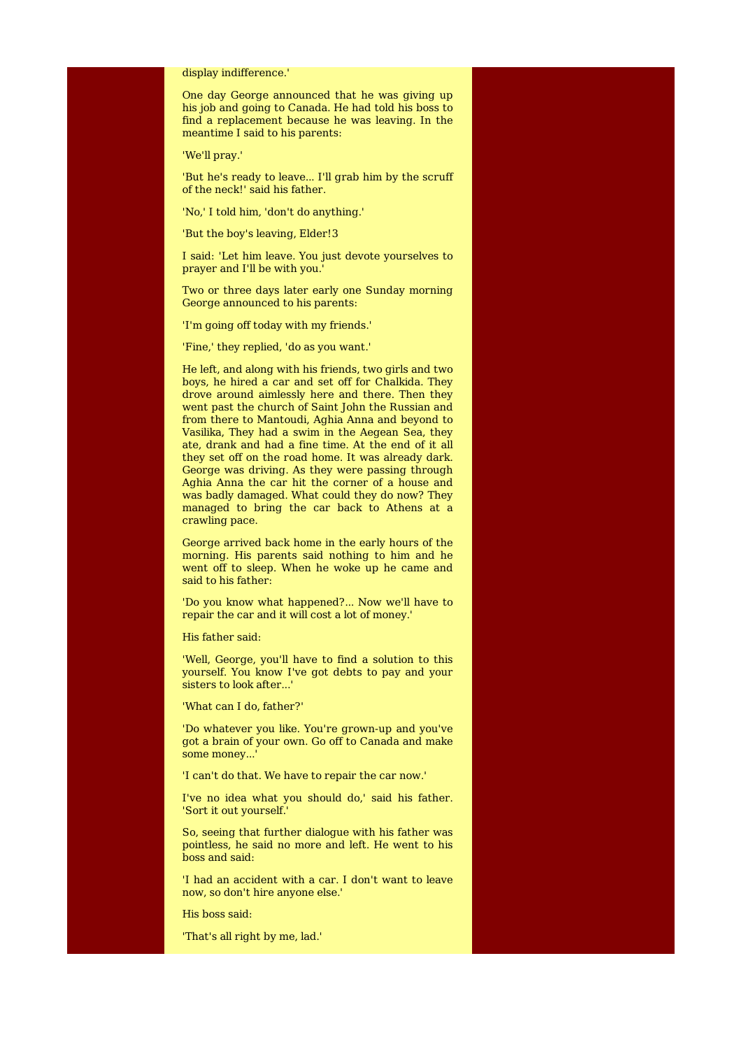display indifference.'

One day George announced that he was giving up his job and going to Canada. He had told his boss to find a replacement because he was leaving. In the meantime I said to his parents:

'We'll pray.'

'But he's ready to leave... I'll grab him by the scruff of the neck!' said his father.

'No,' I told him, 'don't do anything.'

'But the boy's leaving, Elder!3

I said: 'Let him leave. You just devote yourselves to prayer and I'll be with you.'

Two or three days later early one Sunday morning George announced to his parents:

'I'm going off today with my friends.'

'Fine,' they replied, 'do as you want.'

He left, and along with his friends, two girls and two boys, he hired a car and set off for Chalkida. They drove around aimlessly here and there. Then they went past the church of Saint John the Russian and from there to Mantoudi, Aghia Anna and beyond to Vasilika, They had a swim in the Aegean Sea, they ate, drank and had a fine time. At the end of it all they set off on the road home. It was already dark. George was driving. As they were passing through Aghia Anna the car hit the corner of a house and was badly damaged. What could they do now? They managed to bring the car back to Athens at a crawling pace.

George arrived back home in the early hours of the morning. His parents said nothing to him and he went off to sleep. When he woke up he came and said to his father:

'Do you know what happened?... Now we'll have to repair the car and it will cost a lot of money.'

His father said:

'Well, George, you'll have to find a solution to this yourself. You know I've got debts to pay and your sisters to look after...'

'What can I do, father?'

'Do whatever you like. You're grown-up and you've got a brain of your own. Go off to Canada and make some money...'

'I can't do that. We have to repair the car now.'

I've no idea what you should do,' said his father. 'Sort it out yourself.'

So, seeing that further dialogue with his father was pointless, he said no more and left. He went to his boss and said:

'I had an accident with a car. I don't want to leave now, so don't hire anyone else.'

His boss said:

'That's all right by me, lad.'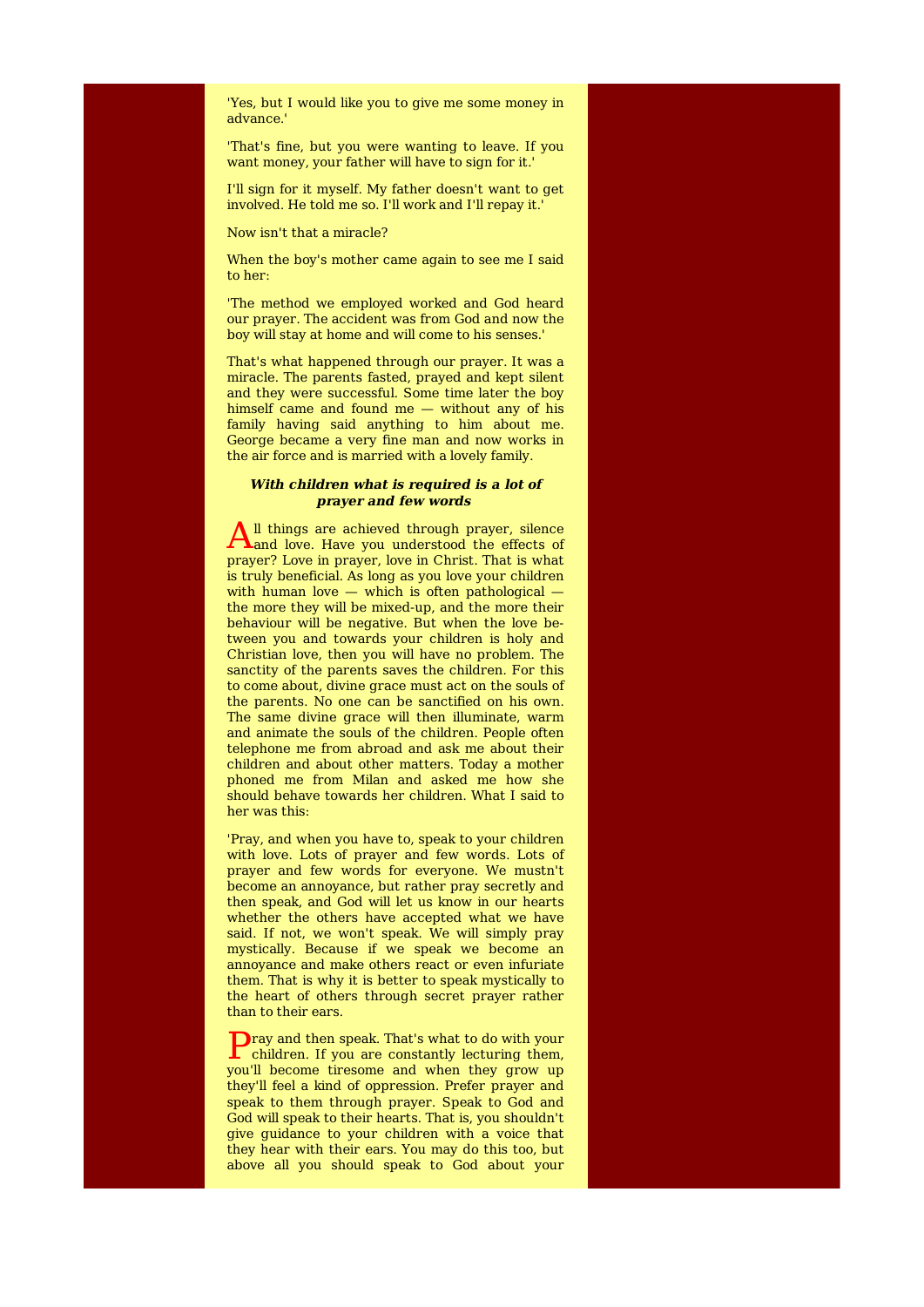'Yes, but I would like you to give me some money in advance.'

'That's fine, but you were wanting to leave. If you want money, your father will have to sign for it.'

I'll sign for it myself. My father doesn't want to get involved. He told me so. I'll work and I'll repay it.'

Now isn't that a miracle?

When the boy's mother came again to see me I said to her:

'The method we employed worked and God heard our prayer. The accident was from God and now the boy will stay at home and will come to his senses.'

That's what happened through our prayer. It was a miracle. The parents fasted, prayed and kept silent and they were successful. Some time later the boy himself came and found me — without any of his family having said anything to him about me. George became a very fine man and now works in the air force and is married with a lovely family.

### ***With children what is required is a lot of prayer and few words***

All things are achieved through prayer, silence and love. Have you understood the effects of prayer? Love in prayer, love in Christ. That is what is truly beneficial. As long as you love your children with human love — which is often pathological — the more they will be mixed-up, and the more their behaviour will be negative. But when the love between you and towards your children is holy and Christian love, then you will have no problem. The sanctity of the parents saves the children. For this to come about, divine grace must act on the souls of the parents. No one can be sanctified on his own. The same divine grace will then illuminate, warm and animate the souls of the children. People often telephone me from abroad and ask me about their children and about other matters. Today a mother phoned me from Milan and asked me how she should behave towards her children. What I said to her was this:

'Pray, and when you have to, speak to your children with love. Lots of prayer and few words. Lots of prayer and few words for everyone. We mustn't become an annoyance, but rather pray secretly and then speak, and God will let us know in our hearts whether the others have accepted what we have said. If not, we won't speak. We will simply pray mystically. Because if we speak we become an annoyance and make others react or even infuriate them. That is why it is better to speak mystically to the heart of others through secret prayer rather than to their ears.

Pray and then speak. That's what to do with your children. If you are constantly lecturing them, you'll become tiresome and when they grow up they'll feel a kind of oppression. Prefer prayer and speak to them through prayer. Speak to God and God will speak to their hearts. That is, you shouldn't give guidance to your children with a voice that they hear with their ears. You may do this too, but above all you should speak to God about your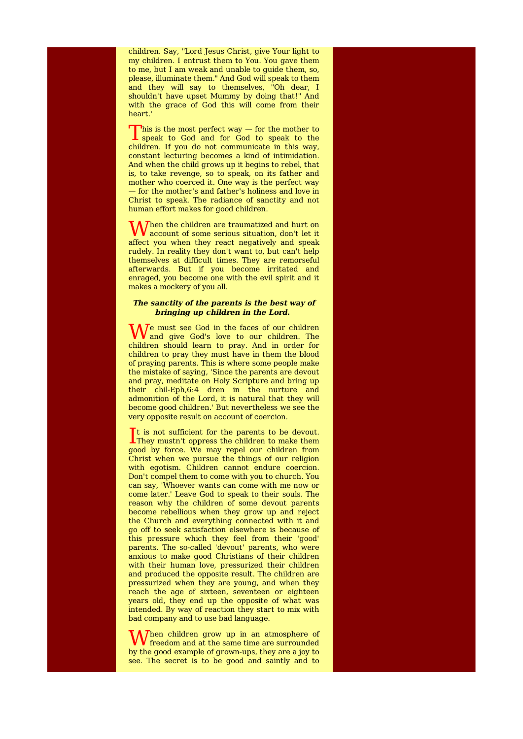children. Say, "Lord Jesus Christ, give Your light to my children. I entrust them to You. You gave them to me, but I am weak and unable to guide them, so, please, illuminate them." And God will speak to them and they will say to themselves, "Oh dear, I shouldn't have upset Mummy by doing that!" And with the grace of God this will come from their heart.'

This is the most perfect way — for the mother to speak to God and for God to speak to the children. If you do not communicate in this way, constant lecturing becomes a kind of intimidation. And when the child grows up it begins to rebel, that is, to take revenge, so to speak, on its father and mother who coerced it. One way is the perfect way — for the mother's and father's holiness and love in Christ to speak. The radiance of sanctity and not human effort makes for good children.

When the children are traumatized and hurt on account of some serious situation, don't let it affect you when they react negatively and speak rudely. In reality they don't want to, but can't help themselves at difficult times. They are remorseful afterwards. But if you become irritated and enraged, you become one with the evil spirit and it makes a mockery of you all.

***The sanctity of the parents is the best way of bringing up children in the Lord.***

We must see God in the faces of our children and give God's love to our children. The children should learn to pray. And in order for children to pray they must have in them the blood of praying parents. This is where some people make the mistake of saying, 'Since the parents are devout and pray, meditate on Holy Scripture and bring up their children in the nurture and admonition of the Lord (Eph,6:4), it is natural that they will become good children.' But nevertheless we see the very opposite result on account of coercion.

It is not sufficient for the parents to be devout. They mustn't oppress the children to make them good by force. We may repel our children from Christ when we pursue the things of our religion with egotism. Children cannot endure coercion. Don't compel them to come with you to church. You can say, 'Whoever wants can come with me now or come later.' Leave God to speak to their souls. The reason why the children of some devout parents become rebellious when they grow up and reject the Church and everything connected with it and go off to seek satisfaction elsewhere is because of this pressure which they feel from their 'good' parents. The so-called 'devout' parents, who were anxious to make good Christians of their children with their human love, pressurized their children and produced the opposite result. The children are pressurized when they are young, and when they reach the age of sixteen, seventeen or eighteen years old, they end up the opposite of what was intended. By way of reaction they start to mix with bad company and to use bad language.

When children grow up in an atmosphere of freedom and at the same time are surrounded by the good example of grown-ups, they are a joy to see. The secret is to be good and saintly and to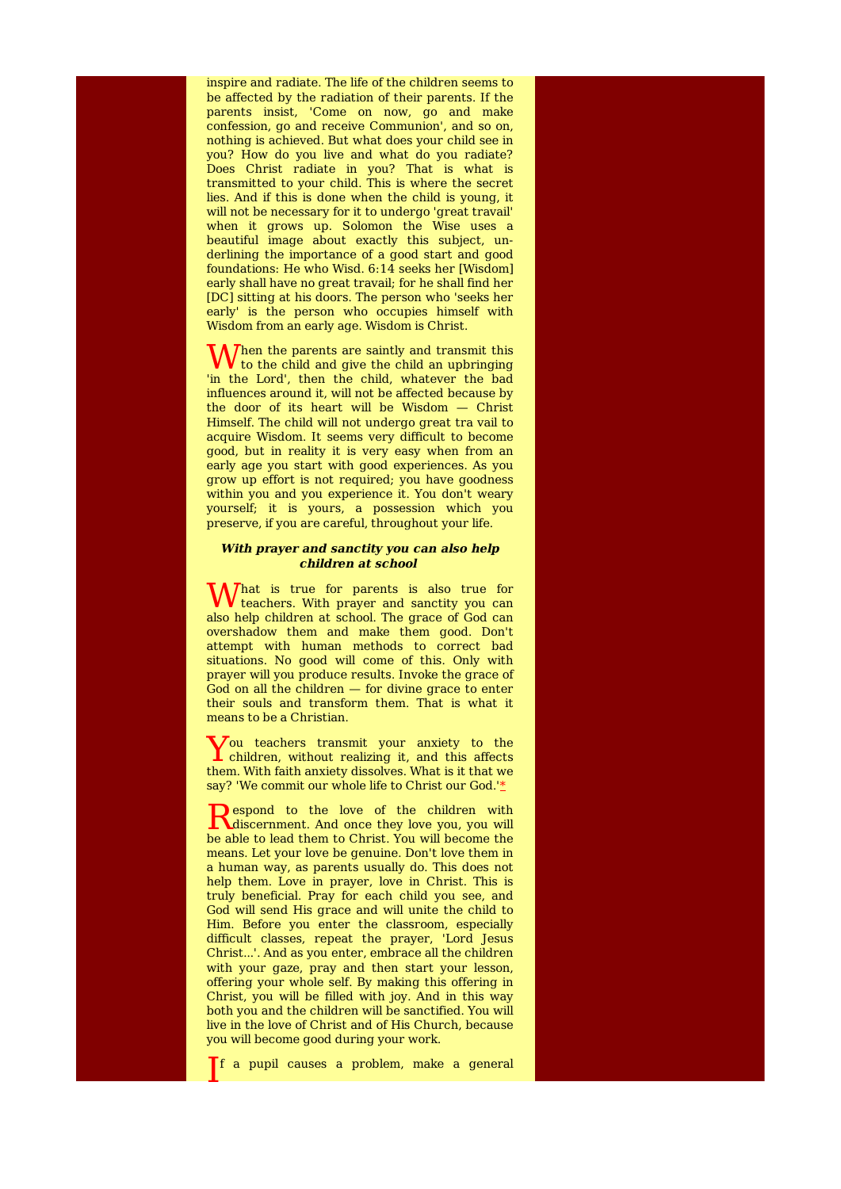inspire and radiate. The life of the children seems to be affected by the radiation of their parents. If the parents insist, 'Come on now, go and make confession, go and receive Communion', and so on, nothing is achieved. But what does your child see in you? How do you live and what do you radiate? Does Christ radiate in you? That is what is transmitted to your child. This is where the secret lies. And if this is done when the child is young, it will not be necessary for it to undergo 'great travail' when it grows up. Solomon the Wise uses a beautiful image about exactly this subject, underlining the importance of a good start and good foundations: He who Wisd. 6:14 seeks her [Wisdom] early shall have no great travail; for he shall find her [DC] sitting at his doors. The person who 'seeks her early' is the person who occupies himself with Wisdom from an early age. Wisdom is Christ.

When the parents are saintly and transmit this to the child and give the child an upbringing 'in the Lord', then the child, whatever the bad influences around it, will not be affected because by the door of its heart will be Wisdom — Christ Himself. The child will not undergo great tra vail to acquire Wisdom. It seems very difficult to become good, but in reality it is very easy when from an early age you start with good experiences. As you grow up effort is not required; you have goodness within you and you experience it. You don't weary yourself; it is yours, a possession which you preserve, if you are careful, throughout your life.

### *With prayer and sanctity you can also help children at school*

What is true for parents is also true for teachers. With prayer and sanctity you can also help children at school. The grace of God can overshadow them and make them good. Don't attempt with human methods to correct bad situations. No good will come of this. Only with prayer will you produce results. Invoke the grace of God on all the children — for divine grace to enter their souls and transform them. That is what it means to be a Christian.

You teachers transmit your anxiety to the children, without realizing it, and this affects them. With faith anxiety dissolves. What is it that we say? 'We commit our whole life to Christ our God.'*

Respond to the love of the children with discernment. And once they love you, you will be able to lead them to Christ. You will become the means. Let your love be genuine. Don't love them in a human way, as parents usually do. This does not help them. Love in prayer, love in Christ. This is truly beneficial. Pray for each child you see, and God will send His grace and will unite the child to Him. Before you enter the classroom, especially difficult classes, repeat the prayer, 'Lord Jesus Christ...'. And as you enter, embrace all the children with your gaze, pray and then start your lesson, offering your whole self. By making this offering in Christ, you will be filled with joy. And in this way both you and the children will be sanctified. You will live in the love of Christ and of His Church, because you will become good during your work.

If a pupil causes a problem, make a general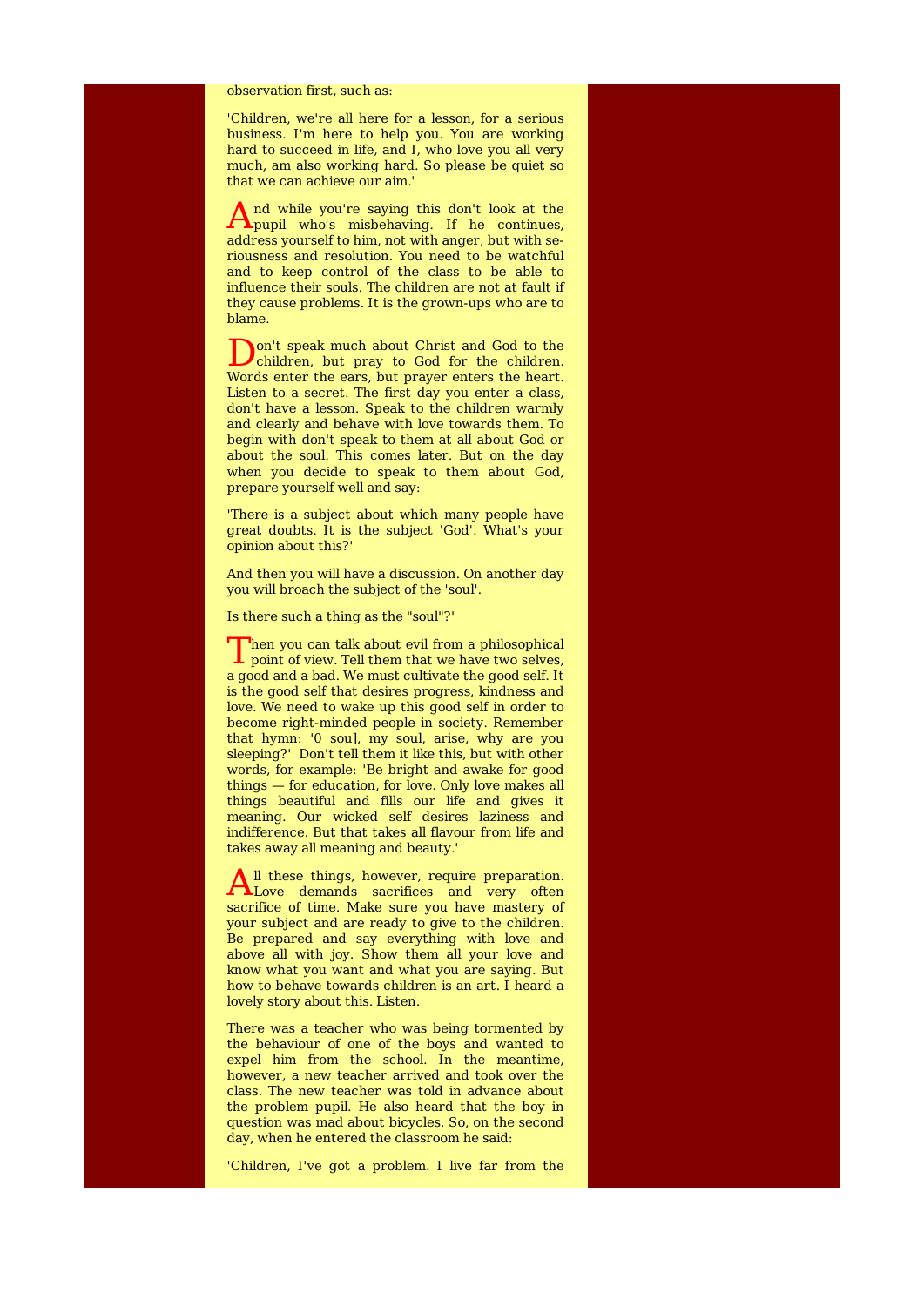observation first, such as:

'Children, we're all here for a lesson, for a serious business. I'm here to help you. You are working hard to succeed in life, and I, who love you all very much, am also working hard. So please be quiet so that we can achieve our aim.'

And while you're saying this don't look at the pupil who's misbehaving. If he continues, address yourself to him, not with anger, but with seriousness and resolution. You need to be watchful and to keep control of the class to be able to influence their souls. The children are not at fault if they cause problems. It is the grown-ups who are to blame.

Don't speak much about Christ and God to the children, but pray to God for the children. Words enter the ears, but prayer enters the heart. Listen to a secret. The first day you enter a class, don't have a lesson. Speak to the children warmly and clearly and behave with love towards them. To begin with don't speak to them at all about God or about the soul. This comes later. But on the day when you decide to speak to them about God, prepare yourself well and say:

'There is a subject about which many people have great doubts. It is the subject 'God'. What's your opinion about this?'

And then you will have a discussion. On another day you will broach the subject of the 'soul'.

Is there such a thing as the "soul"?'

Then you can talk about evil from a philosophical point of view. Tell them that we have two selves, a good and a bad. We must cultivate the good self. It is the good self that desires progress, kindness and love. We need to wake up this good self in order to become right-minded people in society. Remember that hymn: '0 soul], my soul, arise, why are you sleeping?' Don't tell them it like this, but with other words, for example: 'Be bright and awake for good things — for education, for love. Only love makes all things beautiful and fills our life and gives it meaning. Our wicked self desires laziness and indifference. But that takes all flavour from life and takes away all meaning and beauty.'

All these things, however, require preparation. Love demands sacrifices and very often sacrifice of time. Make sure you have mastery of your subject and are ready to give to the children. Be prepared and say everything with love and above all with joy. Show them all your love and know what you want and what you are saying. But how to behave towards children is an art. I heard a lovely story about this. Listen.

There was a teacher who was being tormented by the behaviour of one of the boys and wanted to expel him from the school. In the meantime, however, a new teacher arrived and took over the class. The new teacher was told in advance about the problem pupil. He also heard that the boy in question was mad about bicycles. So, on the second day, when he entered the classroom he said:

'Children, I've got a problem. I live far from the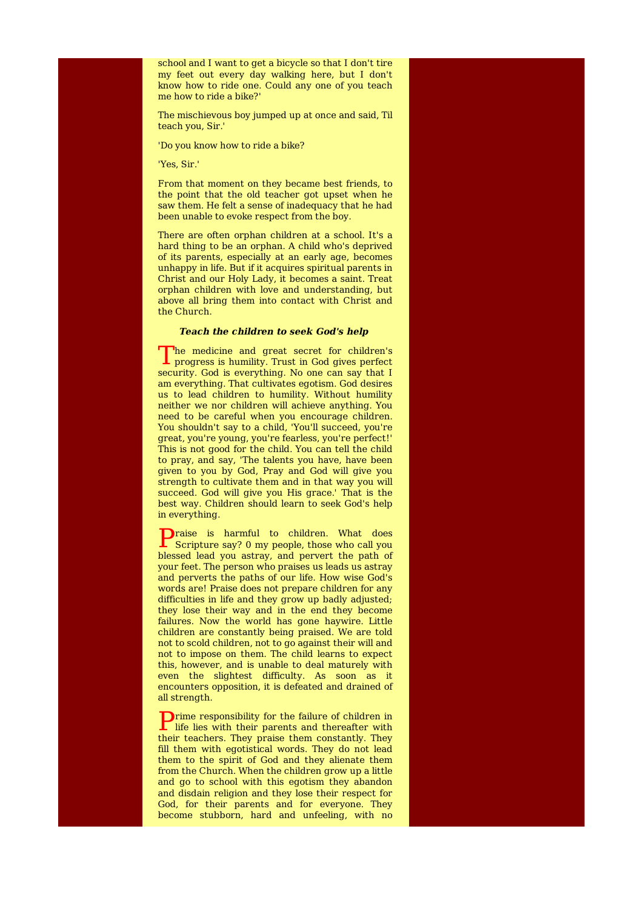school and I want to get a bicycle so that I don't tire my feet out every day walking here, but I don't know how to ride one. Could any one of you teach me how to ride a bike?'

The mischievous boy jumped up at once and said, Til teach you, Sir.'

'Do you know how to ride a bike?

'Yes, Sir.'

From that moment on they became best friends, to the point that the old teacher got upset when he saw them. He felt a sense of inadequacy that he had been unable to evoke respect from the boy.

There are often orphan children at a school. It's a hard thing to be an orphan. A child who's deprived of its parents, especially at an early age, becomes unhappy in life. But if it acquires spiritual parents in Christ and our Holy Lady, it becomes a saint. Treat orphan children with love and understanding, but above all bring them into contact with Christ and the Church.

### *Teach the children to seek God's help*

The medicine and great secret for children's progress is humility. Trust in God gives perfect security. God is everything. No one can say that I am everything. That cultivates egotism. God desires us to lead children to humility. Without humility neither we nor children will achieve anything. You need to be careful when you encourage children. You shouldn't say to a child, 'You'll succeed, you're great, you're young, you're fearless, you're perfect!' This is not good for the child. You can tell the child to pray, and say, 'The talents you have, have been given to you by God, Pray and God will give you strength to cultivate them and in that way you will succeed. God will give you His grace.' That is the best way. Children should learn to seek God's help in everything.

Praise is harmful to children. What does Scripture say? 0 my people, those who call you blessed lead you astray, and pervert the path of your feet. The person who praises us leads us astray and perverts the paths of our life. How wise God's words are! Praise does not prepare children for any difficulties in life and they grow up badly adjusted; they lose their way and in the end they become failures. Now the world has gone haywire. Little children are constantly being praised. We are told not to scold children, not to go against their will and not to impose on them. The child learns to expect this, however, and is unable to deal maturely with even the slightest difficulty. As soon as it encounters opposition, it is defeated and drained of all strength.

Prime responsibility for the failure of children in life lies with their parents and thereafter with their teachers. They praise them constantly. They fill them with egotistical words. They do not lead them to the spirit of God and they alienate them from the Church. When the children grow up a little and go to school with this egotism they abandon and disdain religion and they lose their respect for God, for their parents and for everyone. They become stubborn, hard and unfeeling, with no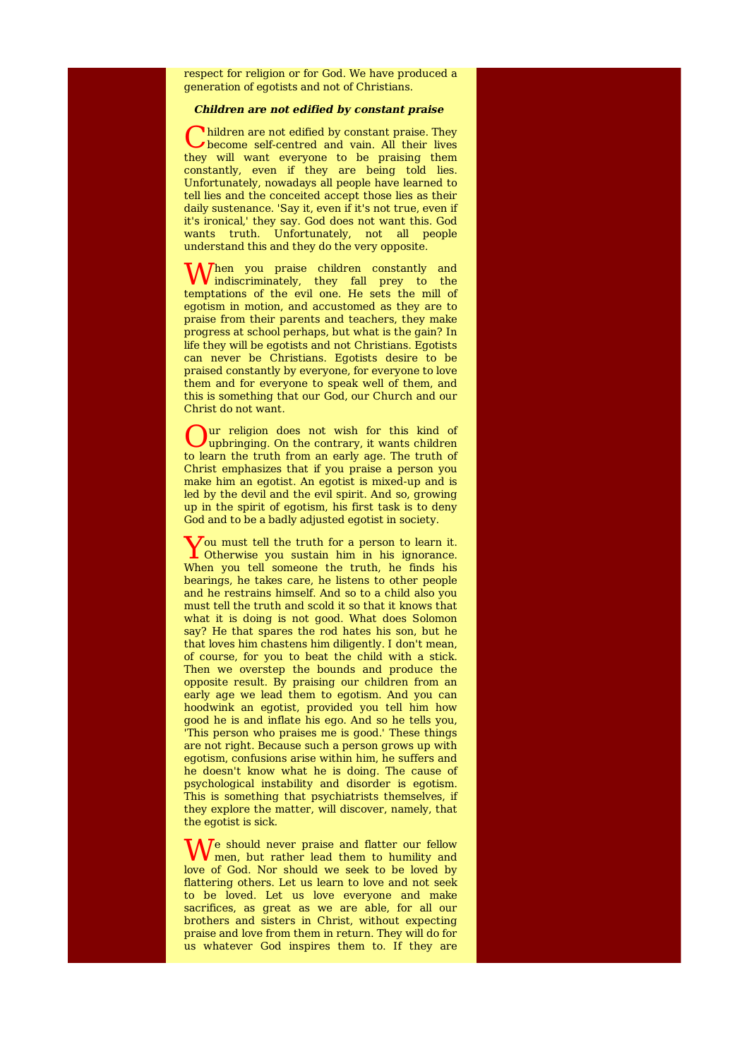respect for religion or for God. We have produced a generation of egotists and not of Christians.

***Children are not edified by constant praise***

Children are not edified by constant praise. They become self-centred and vain. All their lives they will want everyone to be praising them constantly, even if they are being told lies. Unfortunately, nowadays all people have learned to tell lies and the conceited accept those lies as their daily sustenance. 'Say it, even if it's not true, even if it's ironical,' they say. God does not want this. God wants truth. Unfortunately, not all people understand this and they do the very opposite.

When you praise children constantly and indiscriminately, they fall prey to the temptations of the evil one. He sets the mill of egotism in motion, and accustomed as they are to praise from their parents and teachers, they make progress at school perhaps, but what is the gain? In life they will be egotists and not Christians. Egotists can never be Christians. Egotists desire to be praised constantly by everyone, for everyone to love them and for everyone to speak well of them, and this is something that our God, our Church and our Christ do not want.

Our religion does not wish for this kind of upbringing. On the contrary, it wants children to learn the truth from an early age. The truth of Christ emphasizes that if you praise a person you make him an egotist. An egotist is mixed-up and is led by the devil and the evil spirit. And so, growing up in the spirit of egotism, his first task is to deny God and to be a badly adjusted egotist in society.

You must tell the truth for a person to learn it. Otherwise you sustain him in his ignorance. When you tell someone the truth, he finds his bearings, he takes care, he listens to other people and he restrains himself. And so to a child also you must tell the truth and scold it so that it knows that what it is doing is not good. What does Solomon say? He that spares the rod hates his son, but he that loves him chastens him diligently. I don't mean, of course, for you to beat the child with a stick. Then we overstep the bounds and produce the opposite result. By praising our children from an early age we lead them to egotism. And you can hoodwink an egotist, provided you tell him how good he is and inflate his ego. And so he tells you, 'This person who praises me is good.' These things are not right. Because such a person grows up with egotism, confusions arise within him, he suffers and he doesn't know what he is doing. The cause of psychological instability and disorder is egotism. This is something that psychiatrists themselves, if they explore the matter, will discover, namely, that the egotist is sick.

We should never praise and flatter our fellow men, but rather lead them to humility and love of God. Nor should we seek to be loved by flattering others. Let us learn to love and not seek to be loved. Let us love everyone and make sacrifices, as great as we are able, for all our brothers and sisters in Christ, without expecting praise and love from them in return. They will do for us whatever God inspires them to. If they are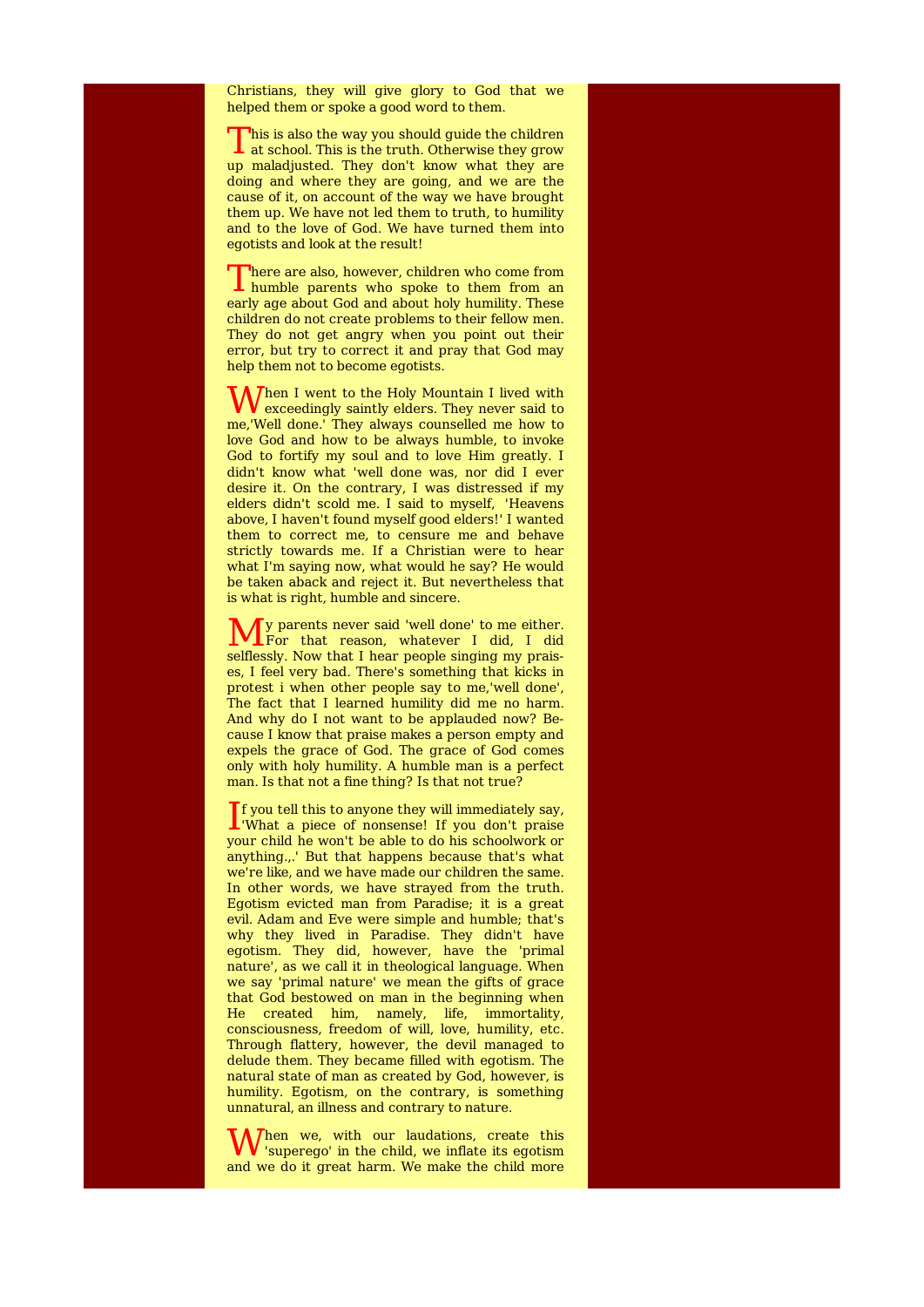Christians, they will give glory to God that we helped them or spoke a good word to them.

This is also the way you should guide the children at school. This is the truth. Otherwise they grow up maladjusted. They don't know what they are doing and where they are going, and we are the cause of it, on account of the way we have brought them up. We have not led them to truth, to humility and to the love of God. We have turned them into egotists and look at the result!

There are also, however, children who come from humble parents who spoke to them from an early age about God and about holy humility. These children do not create problems to their fellow men. They do not get angry when you point out their error, but try to correct it and pray that God may help them not to become egotists.

When I went to the Holy Mountain I lived with exceedingly saintly elders. They never said to me,'Well done.' They always counselled me how to love God and how to be always humble, to invoke God to fortify my soul and to love Him greatly. I didn't know what 'well done was, nor did I ever desire it. On the contrary, I was distressed if my elders didn't scold me. I said to myself, 'Heavens above, I haven't found myself good elders!' I wanted them to correct me, to censure me and behave strictly towards me. If a Christian were to hear what I'm saying now, what would he say? He would be taken aback and reject it. But nevertheless that is what is right, humble and sincere.

My parents never said 'well done' to me either. For that reason, whatever I did, I did selflessly. Now that I hear people singing my praises, I feel very bad. There's something that kicks in protest i when other people say to me,'well done', The fact that I learned humility did me no harm. And why do I not want to be applauded now? Because I know that praise makes a person empty and expels the grace of God. The grace of God comes only with holy humility. A humble man is a perfect man. Is that not a fine thing? Is that not true?

If you tell this to anyone they will immediately say, 'What a piece of nonsense! If you don't praise your child he won't be able to do his schoolwork or anything.,.' But that happens because that's what we're like, and we have made our children the same. In other words, we have strayed from the truth. Egotism evicted man from Paradise; it is a great evil. Adam and Eve were simple and humble; that's why they lived in Paradise. They didn't have egotism. They did, however, have the 'primal nature', as we call it in theological language. When we say 'primal nature' we mean the gifts of grace that God bestowed on man in the beginning when He created him, namely, life, immortality, consciousness, freedom of will, love, humility, etc. Through flattery, however, the devil managed to delude them. They became filled with egotism. The natural state of man as created by God, however, is humility. Egotism, on the contrary, is something unnatural, an illness and contrary to nature.

When we, with our laudations, create this 'superego' in the child, we inflate its egotism and we do it great harm. We make the child more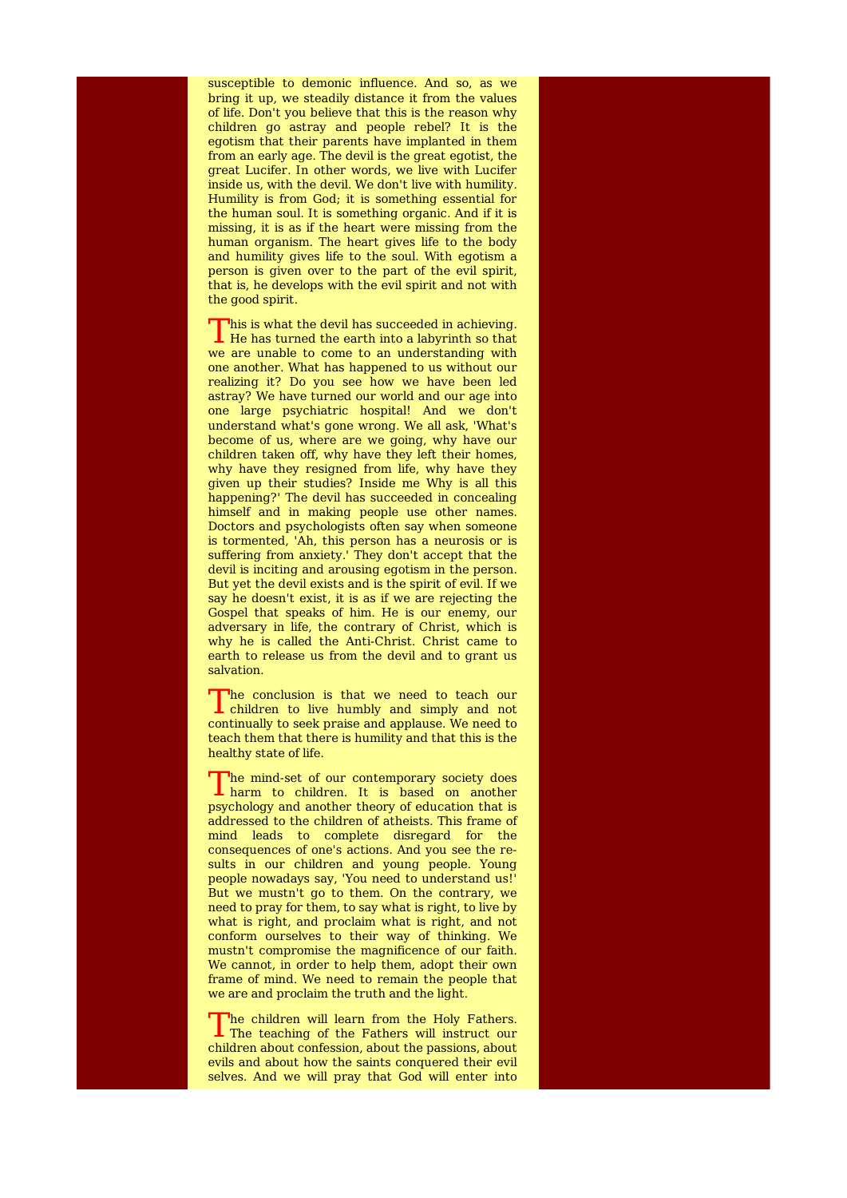susceptible to demonic influence. And so, as we bring it up, we steadily distance it from the values of life. Don't you believe that this is the reason why children go astray and people rebel? It is the egotism that their parents have implanted in them from an early age. The devil is the great egotist, the great Lucifer. In other words, we live with Lucifer inside us, with the devil. We don't live with humility. Humility is from God; it is something essential for the human soul. It is something organic. And if it is missing, it is as if the heart were missing from the human organism. The heart gives life to the body and humility gives life to the soul. With egotism a person is given over to the part of the evil spirit, that is, he develops with the evil spirit and not with the good spirit.

This is what the devil has succeeded in achieving. He has turned the earth into a labyrinth so that we are unable to come to an understanding with one another. What has happened to us without our realizing it? Do you see how we have been led astray? We have turned our world and our age into one large psychiatric hospital! And we don't understand what's gone wrong. We all ask, 'What's become of us, where are we going, why have our children taken off, why have they left their homes, why have they resigned from life, why have they given up their studies? Inside me Why is all this happening?' The devil has succeeded in concealing himself and in making people use other names. Doctors and psychologists often say when someone is tormented, 'Ah, this person has a neurosis or is suffering from anxiety.' They don't accept that the devil is inciting and arousing egotism in the person. But yet the devil exists and is the spirit of evil. If we say he doesn't exist, it is as if we are rejecting the Gospel that speaks of him. He is our enemy, our adversary in life, the contrary of Christ, which is why he is called the Anti-Christ. Christ came to earth to release us from the devil and to grant us salvation.

The conclusion is that we need to teach our children to live humbly and simply and not continually to seek praise and applause. We need to teach them that there is humility and that this is the healthy state of life.

The mind-set of our contemporary society does harm to children. It is based on another psychology and another theory of education that is addressed to the children of atheists. This frame of mind leads to complete disregard for the consequences of one's actions. And you see the results in our children and young people. Young people nowadays say, 'You need to understand us!' But we mustn't go to them. On the contrary, we need to pray for them, to say what is right, to live by what is right, and proclaim what is right, and not conform ourselves to their way of thinking. We mustn't compromise the magnificence of our faith. We cannot, in order to help them, adopt their own frame of mind. We need to remain the people that we are and proclaim the truth and the light.

The children will learn from the Holy Fathers. The teaching of the Fathers will instruct our children about confession, about the passions, about evils and about how the saints conquered their evil selves. And we will pray that God will enter into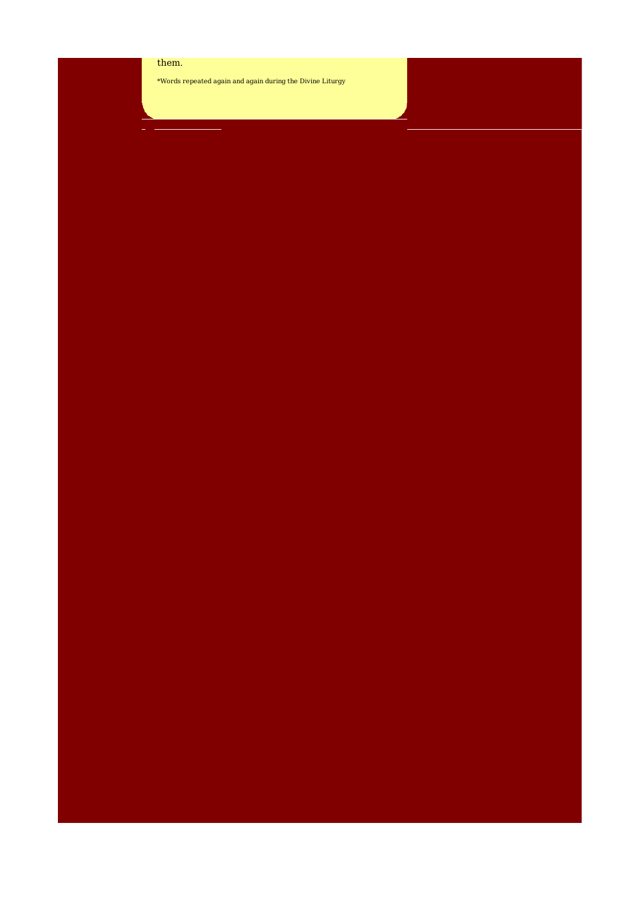them.

*Words repeated again and again during the Divine Liturgy